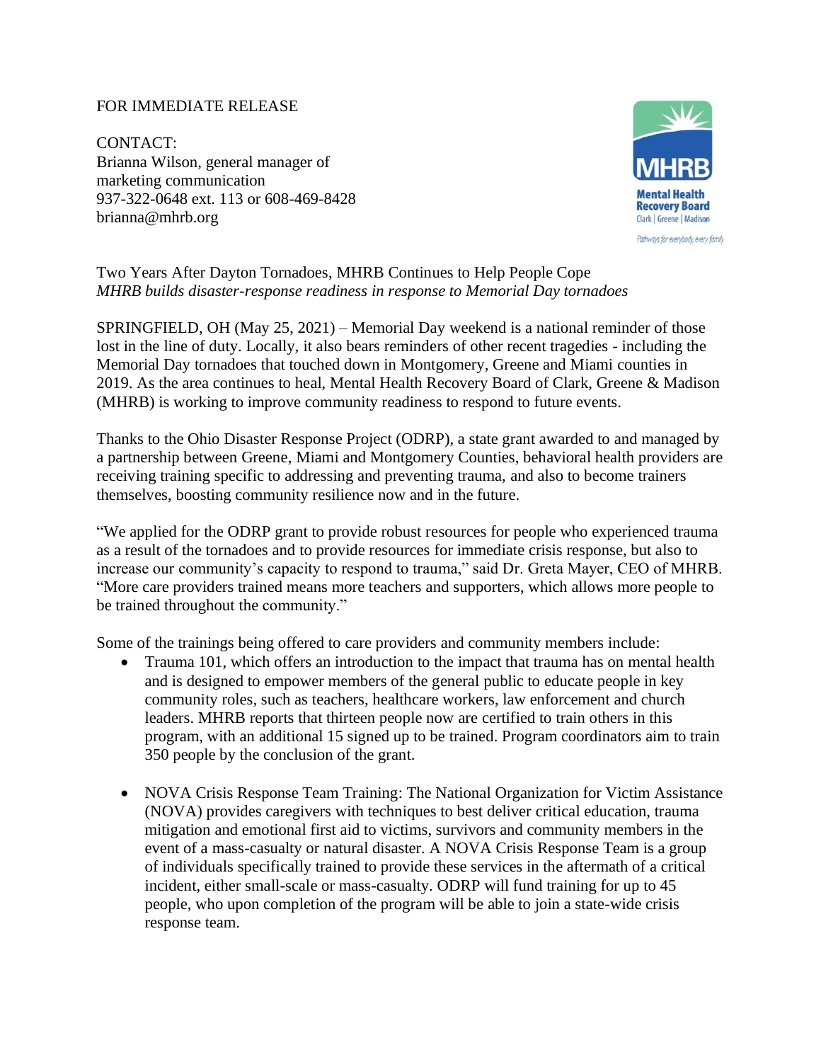FOR IMMEDIATE RELEASE

CONTACT:
Brianna Wilson, general manager of marketing communication
937-322-0648 ext. 113 or 608-469-8428
brianna@mhrb.org

MHRB
Mental Health Recovery Board
Clark | Greene | Madison
Pathways for everybody, every family

Two Years After Dayton Tornadoes, MHRB Continues to Help People Cope

*MHRB builds disaster-response readiness in response to Memorial Day tornadoes*

SPRINGFIELD, OH (May 25, 2021) – Memorial Day weekend is a national reminder of those lost in the line of duty. Locally, it also bears reminders of other recent tragedies - including the Memorial Day tornadoes that touched down in Montgomery, Greene and Miami counties in 2019. As the area continues to heal, Mental Health Recovery Board of Clark, Greene & Madison (MHRB) is working to improve community readiness to respond to future events.

Thanks to the Ohio Disaster Response Project (ODRP), a state grant awarded to and managed by a partnership between Greene, Miami and Montgomery Counties, behavioral health providers are receiving training specific to addressing and preventing trauma, and also to become trainers themselves, boosting community resilience now and in the future.

"We applied for the ODRP grant to provide robust resources for people who experienced trauma as a result of the tornadoes and to provide resources for immediate crisis response, but also to increase our community's capacity to respond to trauma," said Dr. Greta Mayer, CEO of MHRB. "More care providers trained means more teachers and supporters, which allows more people to be trained throughout the community."

Some of the trainings being offered to care providers and community members include:

- Trauma 101, which offers an introduction to the impact that trauma has on mental health and is designed to empower members of the general public to educate people in key community roles, such as teachers, healthcare workers, law enforcement and church leaders. MHRB reports that thirteen people now are certified to train others in this program, with an additional 15 signed up to be trained. Program coordinators aim to train 350 people by the conclusion of the grant.

- NOVA Crisis Response Team Training: The National Organization for Victim Assistance (NOVA) provides caregivers with techniques to best deliver critical education, trauma mitigation and emotional first aid to victims, survivors and community members in the event of a mass-casualty or natural disaster. A NOVA Crisis Response Team is a group of individuals specifically trained to provide these services in the aftermath of a critical incident, either small-scale or mass-casualty. ODRP will fund training for up to 45 people, who upon completion of the program will be able to join a state-wide crisis response team.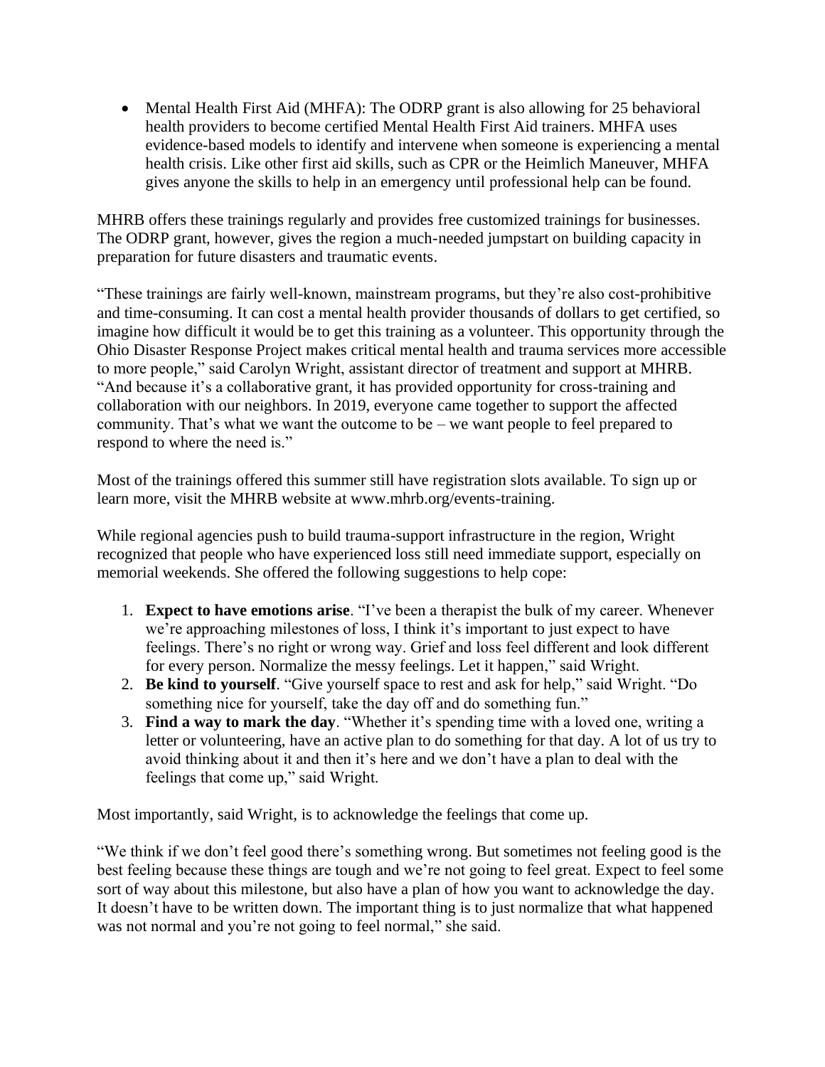- Mental Health First Aid (MHFA): The ODRP grant is also allowing for 25 behavioral health providers to become certified Mental Health First Aid trainers. MHFA uses evidence-based models to identify and intervene when someone is experiencing a mental health crisis. Like other first aid skills, such as CPR or the Heimlich Maneuver, MHFA gives anyone the skills to help in an emergency until professional help can be found.

MHRB offers these trainings regularly and provides free customized trainings for businesses. The ODRP grant, however, gives the region a much-needed jumpstart on building capacity in preparation for future disasters and traumatic events.

"These trainings are fairly well-known, mainstream programs, but they're also cost-prohibitive and time-consuming. It can cost a mental health provider thousands of dollars to get certified, so imagine how difficult it would be to get this training as a volunteer. This opportunity through the Ohio Disaster Response Project makes critical mental health and trauma services more accessible to more people," said Carolyn Wright, assistant director of treatment and support at MHRB. "And because it's a collaborative grant, it has provided opportunity for cross-training and collaboration with our neighbors. In 2019, everyone came together to support the affected community. That's what we want the outcome to be – we want people to feel prepared to respond to where the need is."

Most of the trainings offered this summer still have registration slots available. To sign up or learn more, visit the MHRB website at www.mhrb.org/events-training.

While regional agencies push to build trauma-support infrastructure in the region, Wright recognized that people who have experienced loss still need immediate support, especially on memorial weekends. She offered the following suggestions to help cope:

1. **Expect to have emotions arise**. "I've been a therapist the bulk of my career. Whenever we're approaching milestones of loss, I think it's important to just expect to have feelings. There's no right or wrong way. Grief and loss feel different and look different for every person. Normalize the messy feelings. Let it happen," said Wright.
2. **Be kind to yourself**. "Give yourself space to rest and ask for help," said Wright. "Do something nice for yourself, take the day off and do something fun."
3. **Find a way to mark the day**. "Whether it's spending time with a loved one, writing a letter or volunteering, have an active plan to do something for that day. A lot of us try to avoid thinking about it and then it's here and we don't have a plan to deal with the feelings that come up," said Wright.

Most importantly, said Wright, is to acknowledge the feelings that come up.

"We think if we don't feel good there's something wrong. But sometimes not feeling good is the best feeling because these things are tough and we're not going to feel great. Expect to feel some sort of way about this milestone, but also have a plan of how you want to acknowledge the day. It doesn't have to be written down. The important thing is to just normalize that what happened was not normal and you're not going to feel normal," she said.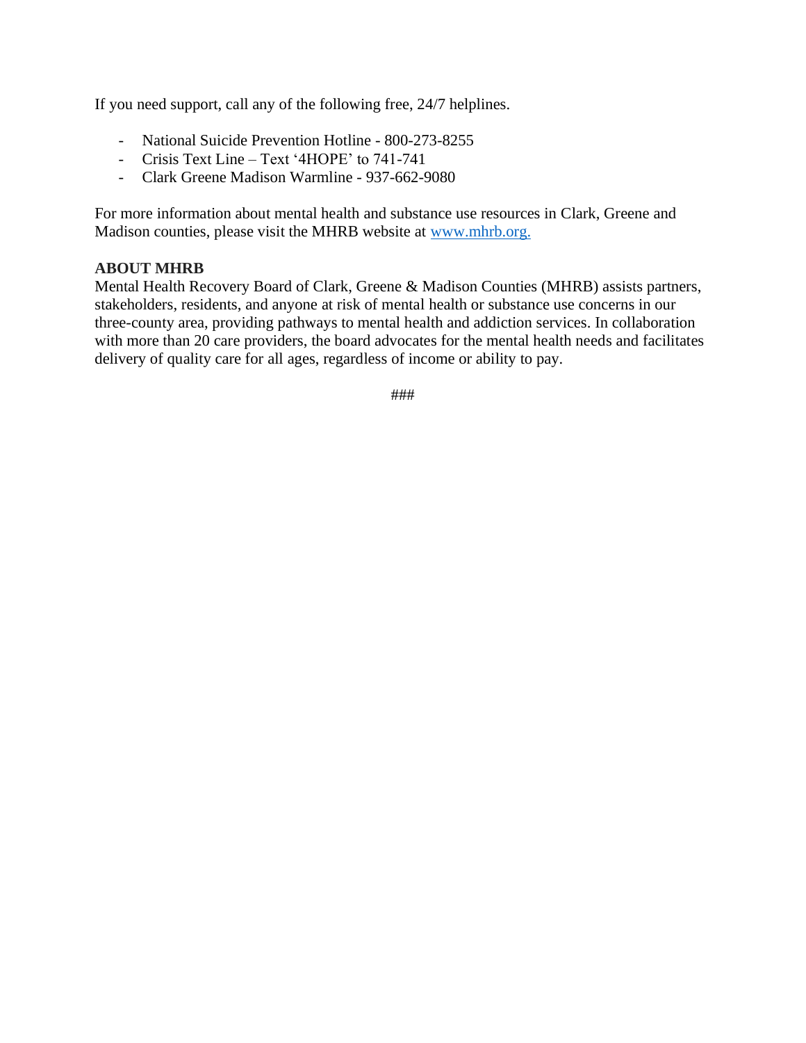If you need support, call any of the following free, 24/7 helplines.

- National Suicide Prevention Hotline - 800-273-8255
- Crisis Text Line – Text '4HOPE' to 741-741
- Clark Greene Madison Warmline - 937-662-9080

For more information about mental health and substance use resources in Clark, Greene and Madison counties, please visit the MHRB website at [www.mhrb.org.](http://www.mhrb.org)

**ABOUT MHRB**

Mental Health Recovery Board of Clark, Greene & Madison Counties (MHRB) assists partners, stakeholders, residents, and anyone at risk of mental health or substance use concerns in our three-county area, providing pathways to mental health and addiction services. In collaboration with more than 20 care providers, the board advocates for the mental health needs and facilitates delivery of quality care for all ages, regardless of income or ability to pay.

###